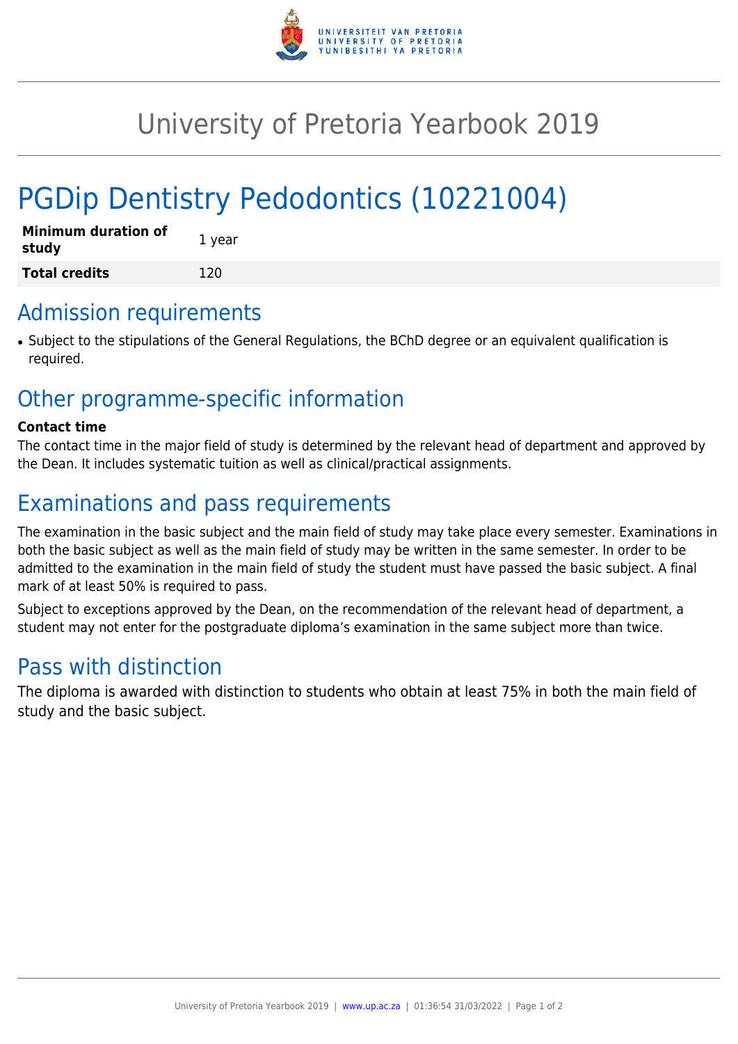# University of Pretoria Yearbook 2019

# PGDip Dentistry Pedodontics (10221004)

| | |
|---|---|
| **Minimum duration of study** | 1 year |
| **Total credits** | 120 |

## Admission requirements

- Subject to the stipulations of the General Regulations, the BChD degree or an equivalent qualification is required.

## Other programme-specific information

**Contact time**

The contact time in the major field of study is determined by the relevant head of department and approved by the Dean. It includes systematic tuition as well as clinical/practical assignments.

## Examinations and pass requirements

The examination in the basic subject and the main field of study may take place every semester. Examinations in both the basic subject as well as the main field of study may be written in the same semester. In order to be admitted to the examination in the main field of study the student must have passed the basic subject. A final mark of at least 50% is required to pass.

Subject to exceptions approved by the Dean, on the recommendation of the relevant head of department, a student may not enter for the postgraduate diploma's examination in the same subject more than twice.

## Pass with distinction

The diploma is awarded with distinction to students who obtain at least 75% in both the main field of study and the basic subject.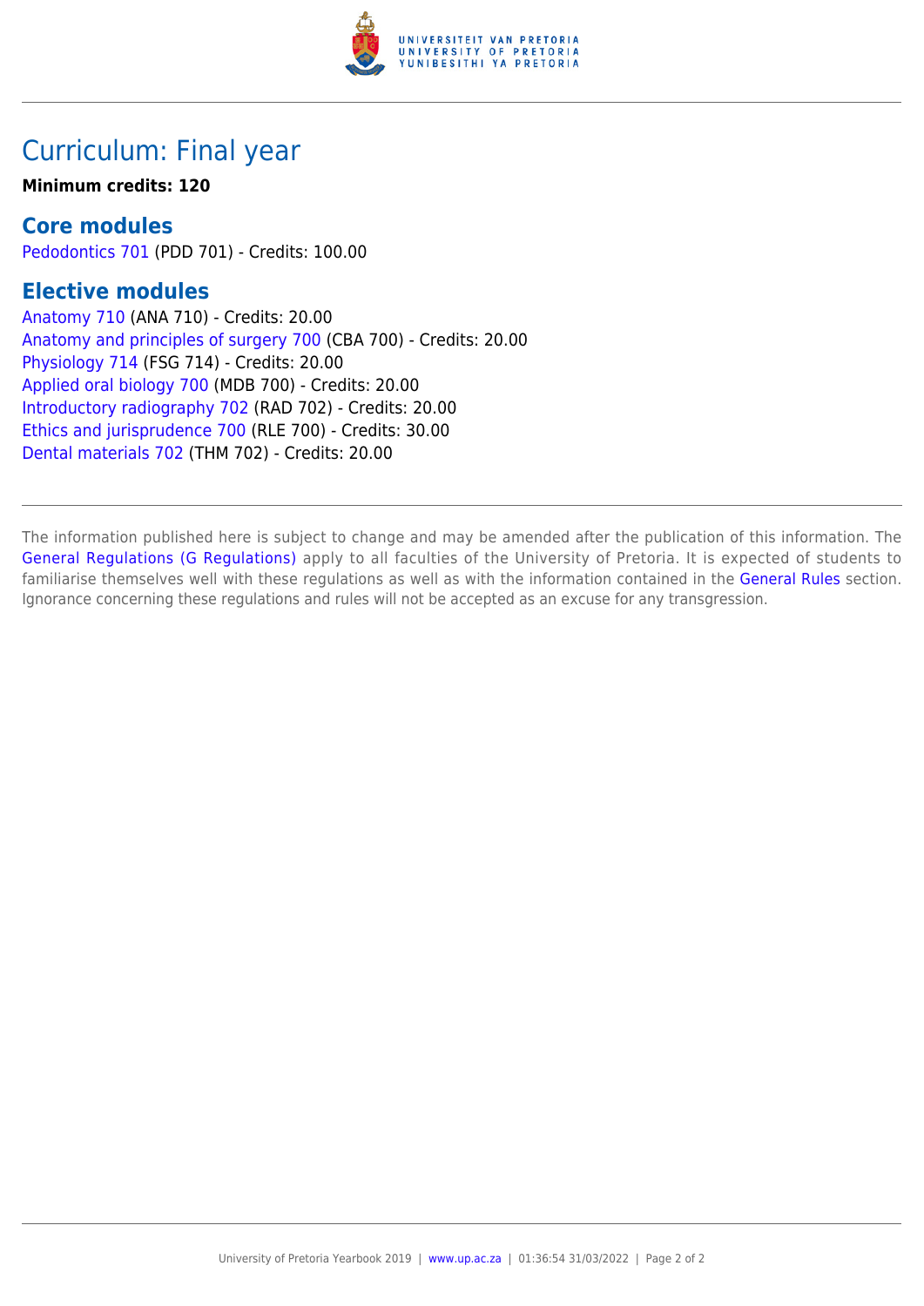# Curriculum: Final year

**Minimum credits: 120**

## Core modules

Pedodontics 701 (PDD 701) - Credits: 100.00

## Elective modules

Anatomy 710 (ANA 710) - Credits: 20.00
Anatomy and principles of surgery 700 (CBA 700) - Credits: 20.00
Physiology 714 (FSG 714) - Credits: 20.00
Applied oral biology 700 (MDB 700) - Credits: 20.00
Introductory radiography 702 (RAD 702) - Credits: 20.00
Ethics and jurisprudence 700 (RLE 700) - Credits: 30.00
Dental materials 702 (THM 702) - Credits: 20.00

The information published here is subject to change and may be amended after the publication of this information. The General Regulations (G Regulations) apply to all faculties of the University of Pretoria. It is expected of students to familiarise themselves well with these regulations as well as with the information contained in the General Rules section. Ignorance concerning these regulations and rules will not be accepted as an excuse for any transgression.